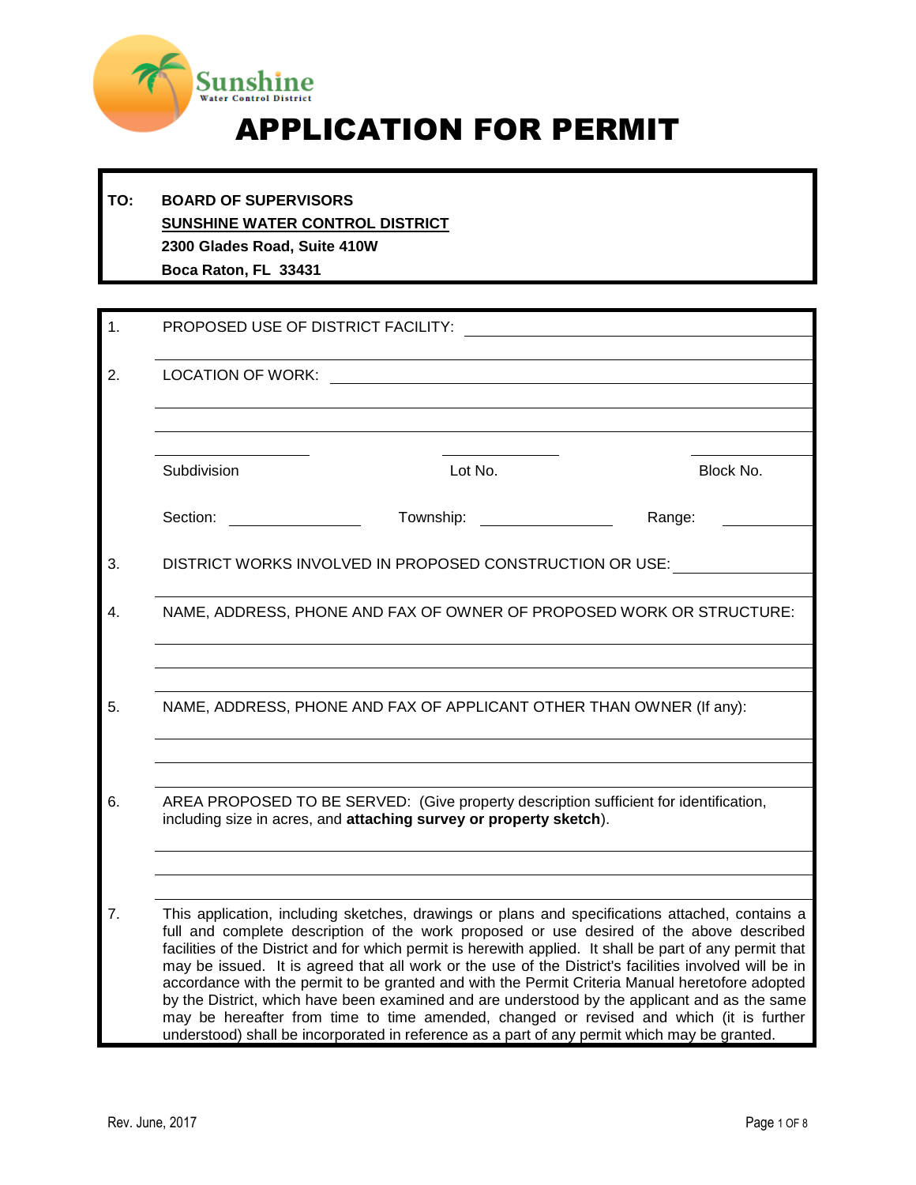Sunshine Water Control District

# APPLICATION FOR PERMIT

**TO: BOARD OF SUPERVISORS**
**SUNSHINE WATER CONTROL DISTRICT**
**2300 Glades Road, Suite 410W**
**Boca Raton, FL 33431**

1. PROPOSED USE OF DISTRICT FACILITY: ______________________________

2. LOCATION OF WORK: ______________________________

   ______________________________

   ______________________________

   Subdivision ______________ Lot No. ______________ Block No. ______________

   Section: ______________ Township: ______________ Range: ______________

3. DISTRICT WORKS INVOLVED IN PROPOSED CONSTRUCTION OR USE: ______________________________

4. NAME, ADDRESS, PHONE AND FAX OF OWNER OF PROPOSED WORK OR STRUCTURE:

   ______________________________

   ______________________________

5. NAME, ADDRESS, PHONE AND FAX OF APPLICANT OTHER THAN OWNER (If any):

   ______________________________

   ______________________________

6. AREA PROPOSED TO BE SERVED: (Give property description sufficient for identification, including size in acres, and **attaching survey or property sketch**).

   ______________________________

   ______________________________

7. This application, including sketches, drawings or plans and specifications attached, contains a full and complete description of the work proposed or use desired of the above described facilities of the District and for which permit is herewith applied. It shall be part of any permit that may be issued. It is agreed that all work or the use of the District's facilities involved will be in accordance with the permit to be granted and with the Permit Criteria Manual heretofore adopted by the District, which have been examined and are understood by the applicant and as the same may be hereafter from time to time amended, changed or revised and which (it is further understood) shall be incorporated in reference as a part of any permit which may be granted.

Rev. June, 2017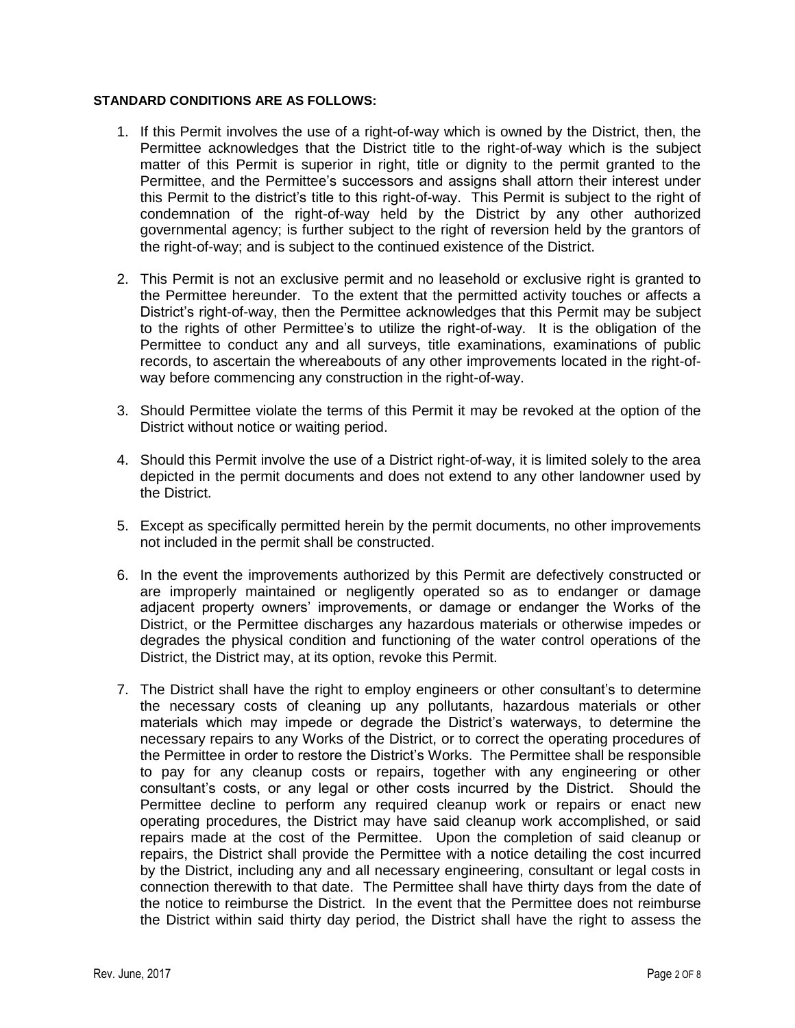**STANDARD CONDITIONS ARE AS FOLLOWS:**

1. If this Permit involves the use of a right-of-way which is owned by the District, then, the Permittee acknowledges that the District title to the right-of-way which is the subject matter of this Permit is superior in right, title or dignity to the permit granted to the Permittee, and the Permittee's successors and assigns shall attorn their interest under this Permit to the district's title to this right-of-way. This Permit is subject to the right of condemnation of the right-of-way held by the District by any other authorized governmental agency; is further subject to the right of reversion held by the grantors of the right-of-way; and is subject to the continued existence of the District.

2. This Permit is not an exclusive permit and no leasehold or exclusive right is granted to the Permittee hereunder. To the extent that the permitted activity touches or affects a District's right-of-way, then the Permittee acknowledges that this Permit may be subject to the rights of other Permittee's to utilize the right-of-way. It is the obligation of the Permittee to conduct any and all surveys, title examinations, examinations of public records, to ascertain the whereabouts of any other improvements located in the right-of-way before commencing any construction in the right-of-way.

3. Should Permittee violate the terms of this Permit it may be revoked at the option of the District without notice or waiting period.

4. Should this Permit involve the use of a District right-of-way, it is limited solely to the area depicted in the permit documents and does not extend to any other landowner used by the District.

5. Except as specifically permitted herein by the permit documents, no other improvements not included in the permit shall be constructed.

6. In the event the improvements authorized by this Permit are defectively constructed or are improperly maintained or negligently operated so as to endanger or damage adjacent property owners' improvements, or damage or endanger the Works of the District, or the Permittee discharges any hazardous materials or otherwise impedes or degrades the physical condition and functioning of the water control operations of the District, the District may, at its option, revoke this Permit.

7. The District shall have the right to employ engineers or other consultant's to determine the necessary costs of cleaning up any pollutants, hazardous materials or other materials which may impede or degrade the District's waterways, to determine the necessary repairs to any Works of the District, or to correct the operating procedures of the Permittee in order to restore the District's Works. The Permittee shall be responsible to pay for any cleanup costs or repairs, together with any engineering or other consultant's costs, or any legal or other costs incurred by the District. Should the Permittee decline to perform any required cleanup work or repairs or enact new operating procedures, the District may have said cleanup work accomplished, or said repairs made at the cost of the Permittee. Upon the completion of said cleanup or repairs, the District shall provide the Permittee with a notice detailing the cost incurred by the District, including any and all necessary engineering, consultant or legal costs in connection therewith to that date. The Permittee shall have thirty days from the date of the notice to reimburse the District. In the event that the Permittee does not reimburse the District within said thirty day period, the District shall have the right to assess the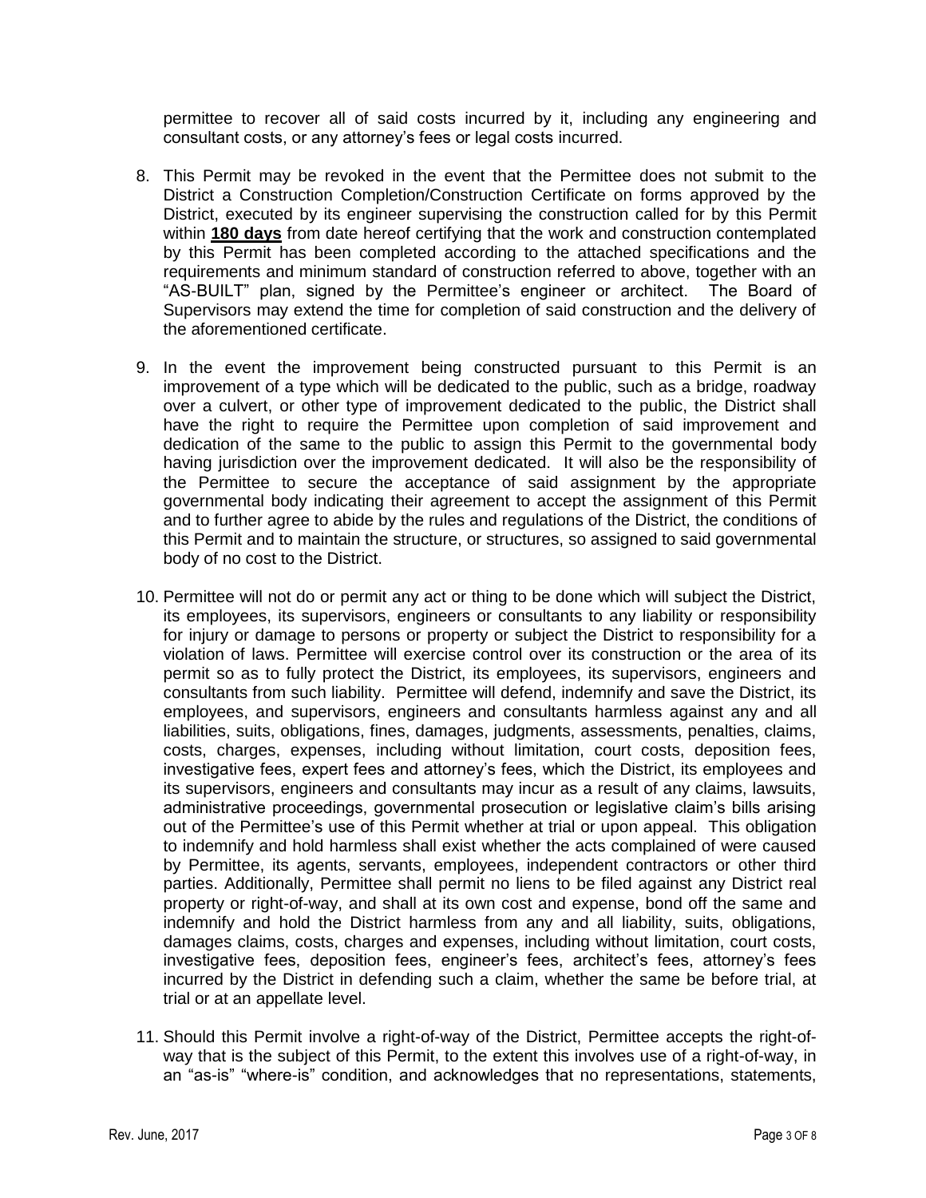permittee to recover all of said costs incurred by it, including any engineering and consultant costs, or any attorney's fees or legal costs incurred.

8. This Permit may be revoked in the event that the Permittee does not submit to the District a Construction Completion/Construction Certificate on forms approved by the District, executed by its engineer supervising the construction called for by this Permit within **180 days** from date hereof certifying that the work and construction contemplated by this Permit has been completed according to the attached specifications and the requirements and minimum standard of construction referred to above, together with an "AS-BUILT" plan, signed by the Permittee's engineer or architect. The Board of Supervisors may extend the time for completion of said construction and the delivery of the aforementioned certificate.

9. In the event the improvement being constructed pursuant to this Permit is an improvement of a type which will be dedicated to the public, such as a bridge, roadway over a culvert, or other type of improvement dedicated to the public, the District shall have the right to require the Permittee upon completion of said improvement and dedication of the same to the public to assign this Permit to the governmental body having jurisdiction over the improvement dedicated. It will also be the responsibility of the Permittee to secure the acceptance of said assignment by the appropriate governmental body indicating their agreement to accept the assignment of this Permit and to further agree to abide by the rules and regulations of the District, the conditions of this Permit and to maintain the structure, or structures, so assigned to said governmental body of no cost to the District.

10. Permittee will not do or permit any act or thing to be done which will subject the District, its employees, its supervisors, engineers or consultants to any liability or responsibility for injury or damage to persons or property or subject the District to responsibility for a violation of laws. Permittee will exercise control over its construction or the area of its permit so as to fully protect the District, its employees, its supervisors, engineers and consultants from such liability. Permittee will defend, indemnify and save the District, its employees, and supervisors, engineers and consultants harmless against any and all liabilities, suits, obligations, fines, damages, judgments, assessments, penalties, claims, costs, charges, expenses, including without limitation, court costs, deposition fees, investigative fees, expert fees and attorney's fees, which the District, its employees and its supervisors, engineers and consultants may incur as a result of any claims, lawsuits, administrative proceedings, governmental prosecution or legislative claim's bills arising out of the Permittee's use of this Permit whether at trial or upon appeal. This obligation to indemnify and hold harmless shall exist whether the acts complained of were caused by Permittee, its agents, servants, employees, independent contractors or other third parties. Additionally, Permittee shall permit no liens to be filed against any District real property or right-of-way, and shall at its own cost and expense, bond off the same and indemnify and hold the District harmless from any and all liability, suits, obligations, damages claims, costs, charges and expenses, including without limitation, court costs, investigative fees, deposition fees, engineer's fees, architect's fees, attorney's fees incurred by the District in defending such a claim, whether the same be before trial, at trial or at an appellate level.

11. Should this Permit involve a right-of-way of the District, Permittee accepts the right-of-way that is the subject of this Permit, to the extent this involves use of a right-of-way, in an "as-is" "where-is" condition, and acknowledges that no representations, statements,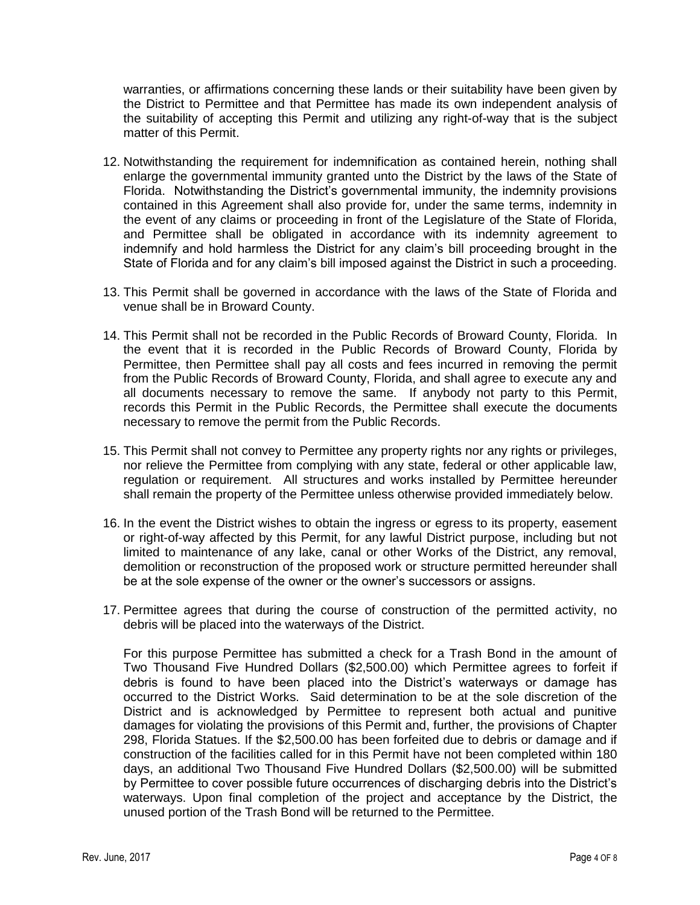warranties, or affirmations concerning these lands or their suitability have been given by the District to Permittee and that Permittee has made its own independent analysis of the suitability of accepting this Permit and utilizing any right-of-way that is the subject matter of this Permit.

12. Notwithstanding the requirement for indemnification as contained herein, nothing shall enlarge the governmental immunity granted unto the District by the laws of the State of Florida. Notwithstanding the District's governmental immunity, the indemnity provisions contained in this Agreement shall also provide for, under the same terms, indemnity in the event of any claims or proceeding in front of the Legislature of the State of Florida, and Permittee shall be obligated in accordance with its indemnity agreement to indemnify and hold harmless the District for any claim's bill proceeding brought in the State of Florida and for any claim's bill imposed against the District in such a proceeding.

13. This Permit shall be governed in accordance with the laws of the State of Florida and venue shall be in Broward County.

14. This Permit shall not be recorded in the Public Records of Broward County, Florida. In the event that it is recorded in the Public Records of Broward County, Florida by Permittee, then Permittee shall pay all costs and fees incurred in removing the permit from the Public Records of Broward County, Florida, and shall agree to execute any and all documents necessary to remove the same. If anybody not party to this Permit, records this Permit in the Public Records, the Permittee shall execute the documents necessary to remove the permit from the Public Records.

15. This Permit shall not convey to Permittee any property rights nor any rights or privileges, nor relieve the Permittee from complying with any state, federal or other applicable law, regulation or requirement. All structures and works installed by Permittee hereunder shall remain the property of the Permittee unless otherwise provided immediately below.

16. In the event the District wishes to obtain the ingress or egress to its property, easement or right-of-way affected by this Permit, for any lawful District purpose, including but not limited to maintenance of any lake, canal or other Works of the District, any removal, demolition or reconstruction of the proposed work or structure permitted hereunder shall be at the sole expense of the owner or the owner's successors or assigns.

17. Permittee agrees that during the course of construction of the permitted activity, no debris will be placed into the waterways of the District.

    For this purpose Permittee has submitted a check for a Trash Bond in the amount of Two Thousand Five Hundred Dollars ($2,500.00) which Permittee agrees to forfeit if debris is found to have been placed into the District's waterways or damage has occurred to the District Works. Said determination to be at the sole discretion of the District and is acknowledged by Permittee to represent both actual and punitive damages for violating the provisions of this Permit and, further, the provisions of Chapter 298, Florida Statues. If the $2,500.00 has been forfeited due to debris or damage and if construction of the facilities called for in this Permit have not been completed within 180 days, an additional Two Thousand Five Hundred Dollars ($2,500.00) will be submitted by Permittee to cover possible future occurrences of discharging debris into the District's waterways. Upon final completion of the project and acceptance by the District, the unused portion of the Trash Bond will be returned to the Permittee.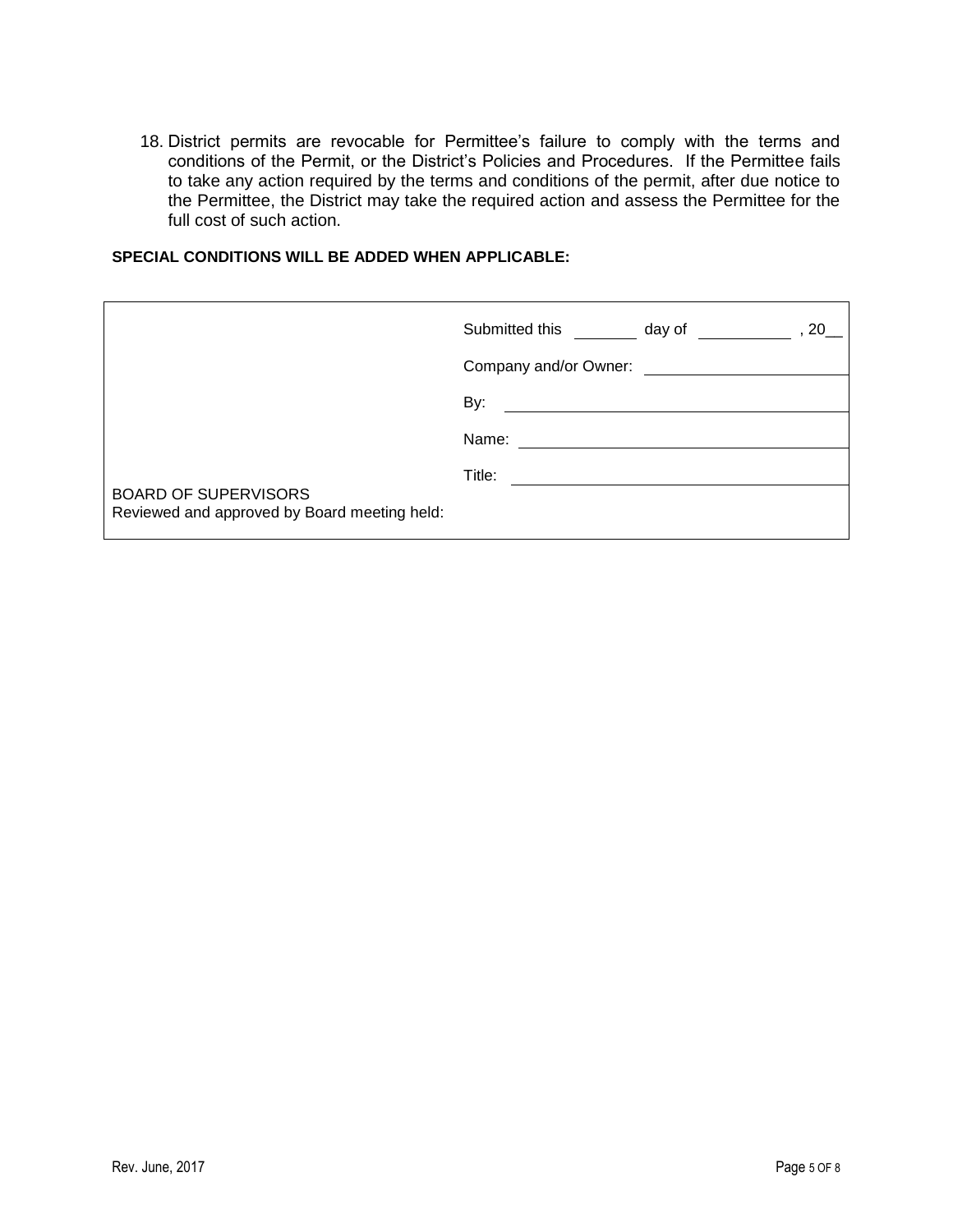18. District permits are revocable for Permittee's failure to comply with the terms and conditions of the Permit, or the District's Policies and Procedures. If the Permittee fails to take any action required by the terms and conditions of the permit, after due notice to the Permittee, the District may take the required action and assess the Permittee for the full cost of such action.

**SPECIAL CONDITIONS WILL BE ADDED WHEN APPLICABLE:**

| | |
|---|---|
| | Submitted this \_\_\_\_\_\_\_\_ day of \_\_\_\_\_\_\_\_\_\_\_\_ , 20\_\_ |
| | Company and/or Owner: \_\_\_\_\_\_\_\_\_\_\_\_\_\_\_\_\_\_\_\_\_\_\_\_ |
| | By: \_\_\_\_\_\_\_\_\_\_\_\_\_\_\_\_\_\_\_\_\_\_\_\_\_\_\_\_\_\_\_\_\_\_\_\_ |
| | Name: \_\_\_\_\_\_\_\_\_\_\_\_\_\_\_\_\_\_\_\_\_\_\_\_\_\_\_\_\_\_\_\_\_\_ |
| BOARD OF SUPERVISORS<br>Reviewed and approved by Board meeting held: | Title: \_\_\_\_\_\_\_\_\_\_\_\_\_\_\_\_\_\_\_\_\_\_\_\_\_\_\_\_\_\_\_\_\_\_\_ |

Rev. June, 2017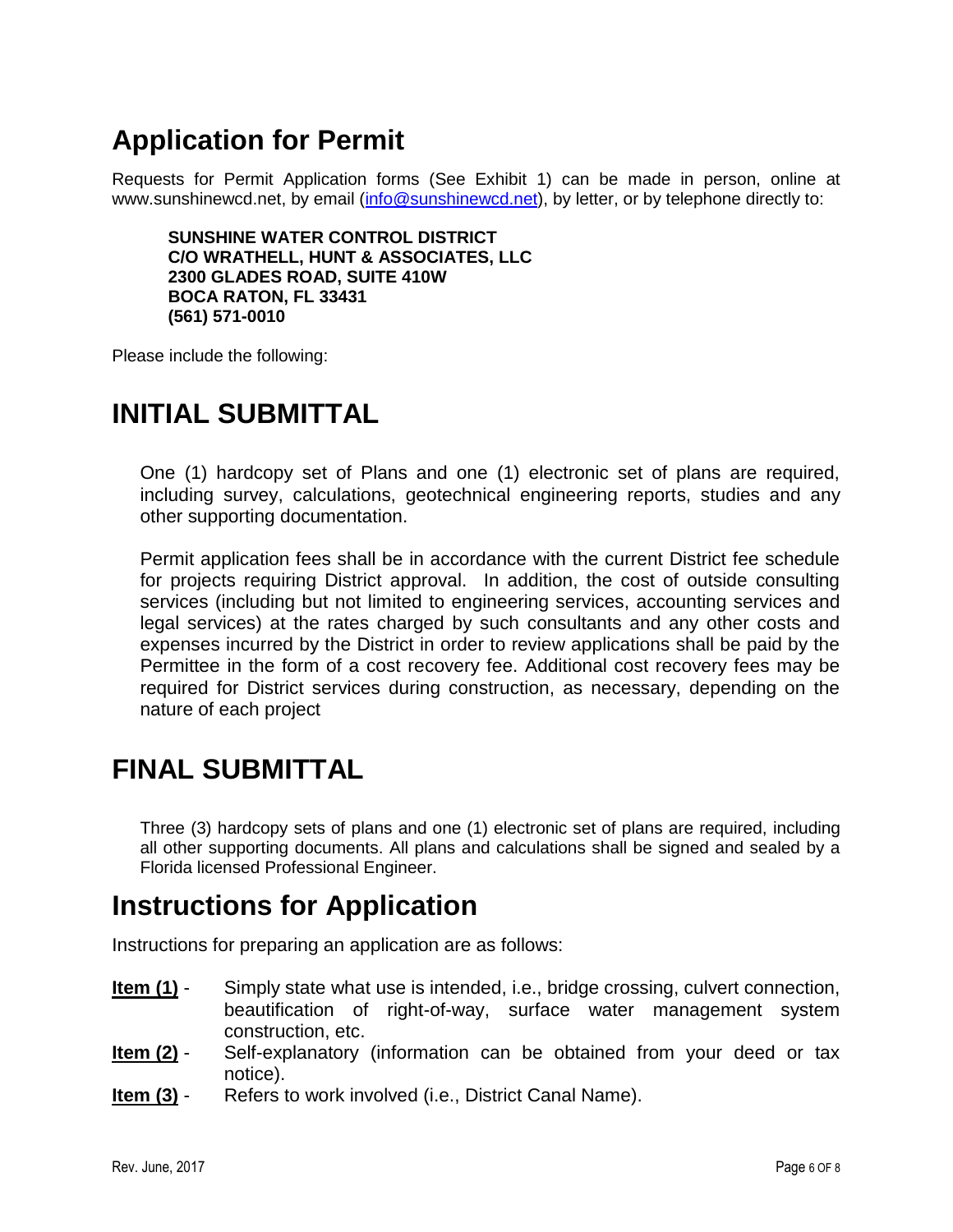# Application for Permit

Requests for Permit Application forms (See Exhibit 1) can be made in person, online at www.sunshinewcd.net, by email (info@sunshinewcd.net), by letter, or by telephone directly to:

**SUNSHINE WATER CONTROL DISTRICT**
**C/O WRATHELL, HUNT & ASSOCIATES, LLC**
**2300 GLADES ROAD, SUITE 410W**
**BOCA RATON, FL 33431**
**(561) 571-0010**

Please include the following:

# INITIAL SUBMITTAL

One (1) hardcopy set of Plans and one (1) electronic set of plans are required, including survey, calculations, geotechnical engineering reports, studies and any other supporting documentation.

Permit application fees shall be in accordance with the current District fee schedule for projects requiring District approval. In addition, the cost of outside consulting services (including but not limited to engineering services, accounting services and legal services) at the rates charged by such consultants and any other costs and expenses incurred by the District in order to review applications shall be paid by the Permittee in the form of a cost recovery fee. Additional cost recovery fees may be required for District services during construction, as necessary, depending on the nature of each project

# FINAL SUBMITTAL

Three (3) hardcopy sets of plans and one (1) electronic set of plans are required, including all other supporting documents. All plans and calculations shall be signed and sealed by a Florida licensed Professional Engineer.

# Instructions for Application

Instructions for preparing an application are as follows:

**Item (1)** - Simply state what use is intended, i.e., bridge crossing, culvert connection, beautification of right-of-way, surface water management system construction, etc.

**Item (2)** - Self-explanatory (information can be obtained from your deed or tax notice).

**Item (3)** - Refers to work involved (i.e., District Canal Name).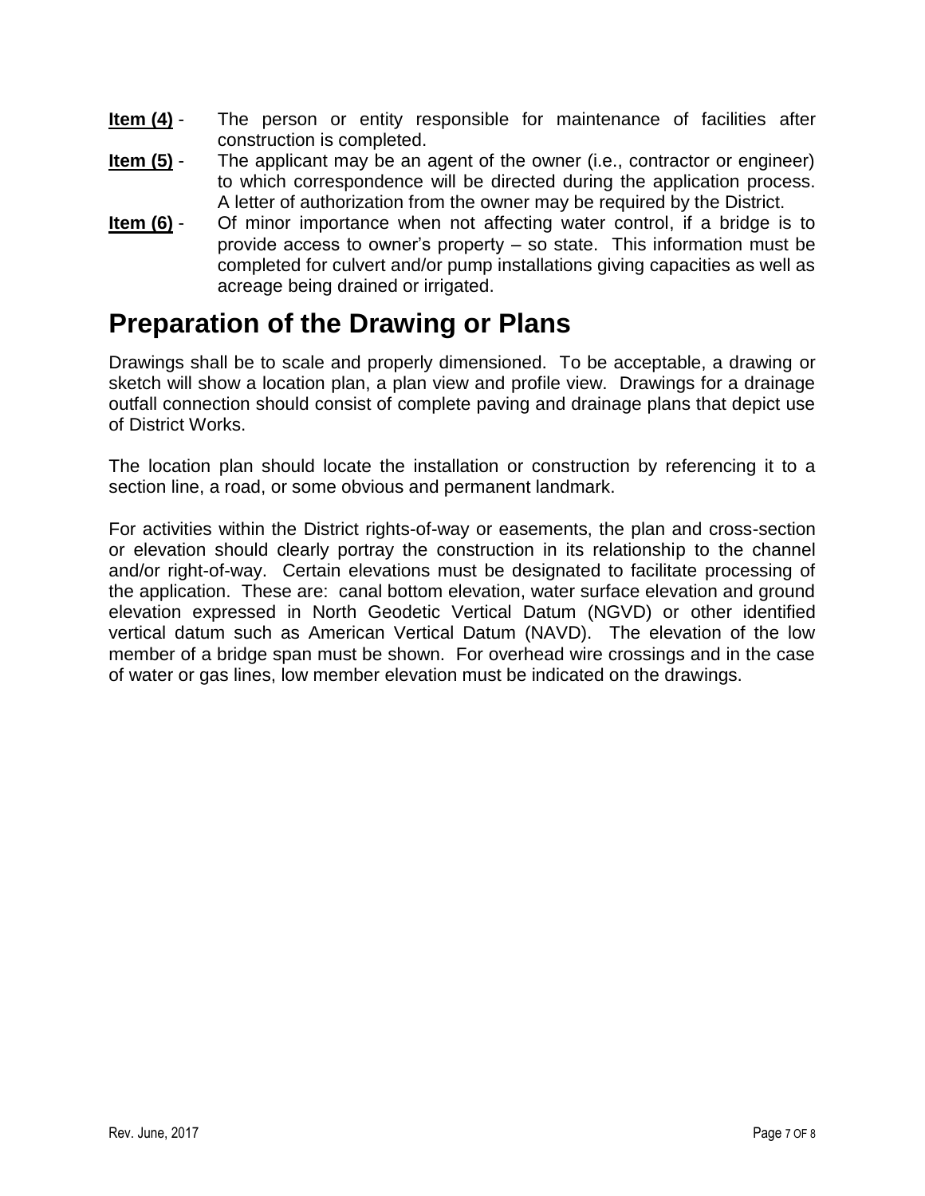**Item (4)** - The person or entity responsible for maintenance of facilities after construction is completed.

**Item (5)** - The applicant may be an agent of the owner (i.e., contractor or engineer) to which correspondence will be directed during the application process. A letter of authorization from the owner may be required by the District.

**Item (6)** - Of minor importance when not affecting water control, if a bridge is to provide access to owner's property – so state. This information must be completed for culvert and/or pump installations giving capacities as well as acreage being drained or irrigated.

# Preparation of the Drawing or Plans

Drawings shall be to scale and properly dimensioned. To be acceptable, a drawing or sketch will show a location plan, a plan view and profile view. Drawings for a drainage outfall connection should consist of complete paving and drainage plans that depict use of District Works.

The location plan should locate the installation or construction by referencing it to a section line, a road, or some obvious and permanent landmark.

For activities within the District rights-of-way or easements, the plan and cross-section or elevation should clearly portray the construction in its relationship to the channel and/or right-of-way. Certain elevations must be designated to facilitate processing of the application. These are: canal bottom elevation, water surface elevation and ground elevation expressed in North Geodetic Vertical Datum (NGVD) or other identified vertical datum such as American Vertical Datum (NAVD). The elevation of the low member of a bridge span must be shown. For overhead wire crossings and in the case of water or gas lines, low member elevation must be indicated on the drawings.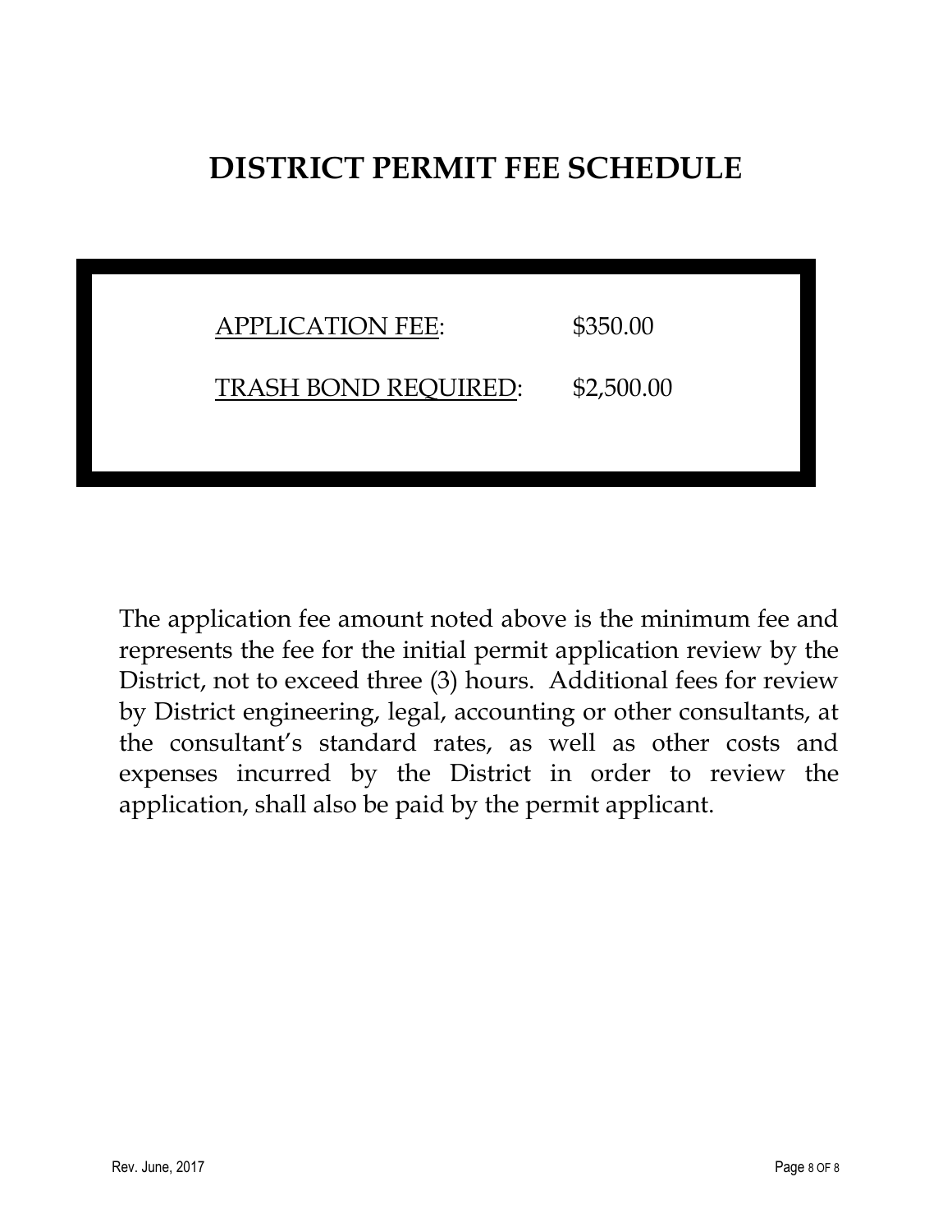# DISTRICT PERMIT FEE SCHEDULE

| | |
|---|---|
| APPLICATION FEE: | $350.00 |
| TRASH BOND REQUIRED: | $2,500.00 |

The application fee amount noted above is the minimum fee and represents the fee for the initial permit application review by the District, not to exceed three (3) hours. Additional fees for review by District engineering, legal, accounting or other consultants, at the consultant's standard rates, as well as other costs and expenses incurred by the District in order to review the application, shall also be paid by the permit applicant.

Rev. June, 2017